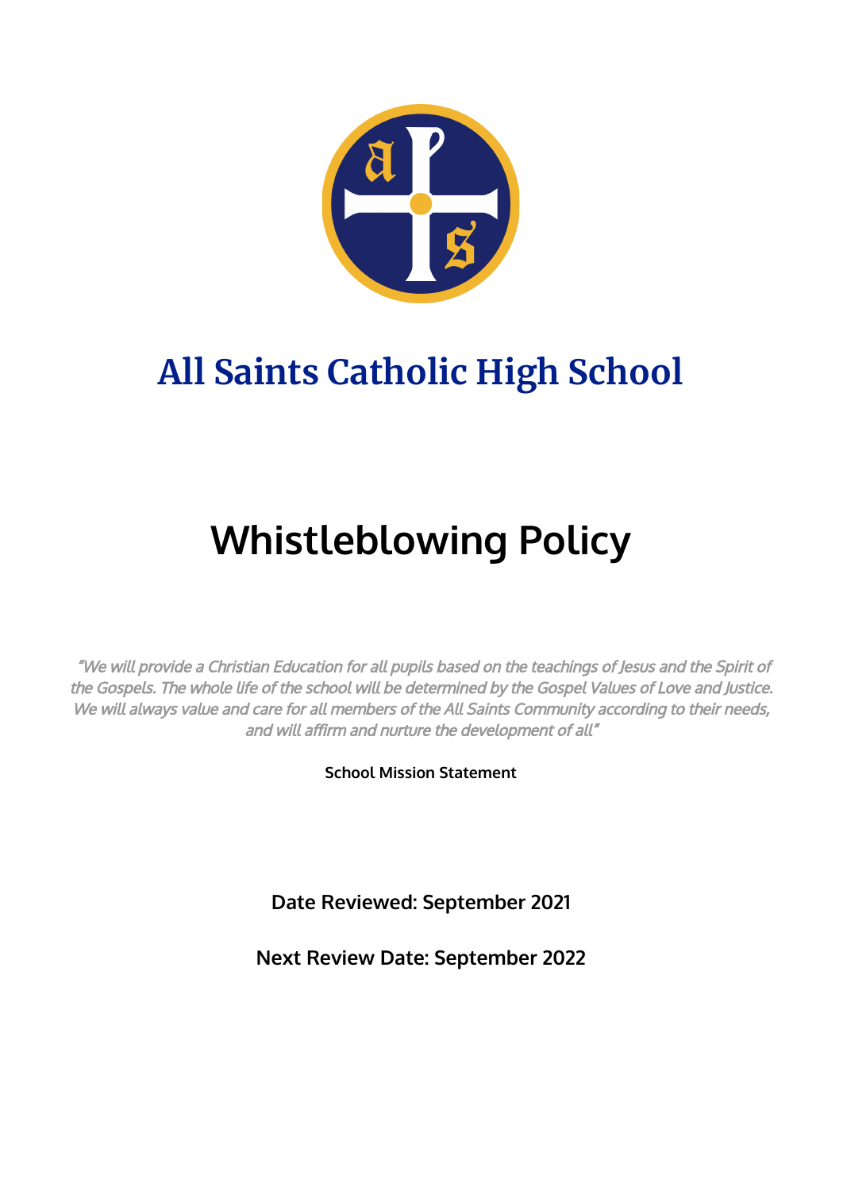# All Saints Catholic High School

# Whistleblowing Policy

*"We will provide a Christian Education for all pupils based on the teachings of Jesus and the Spirit of the Gospels. The whole life of the school will be determined by the Gospel Values of Love and Justice. We will always value and care for all members of the All Saints Community according to their needs, and will affirm and nurture the development of all"*

**School Mission Statement**

**Date Reviewed: September 2021**

**Next Review Date: September 2022**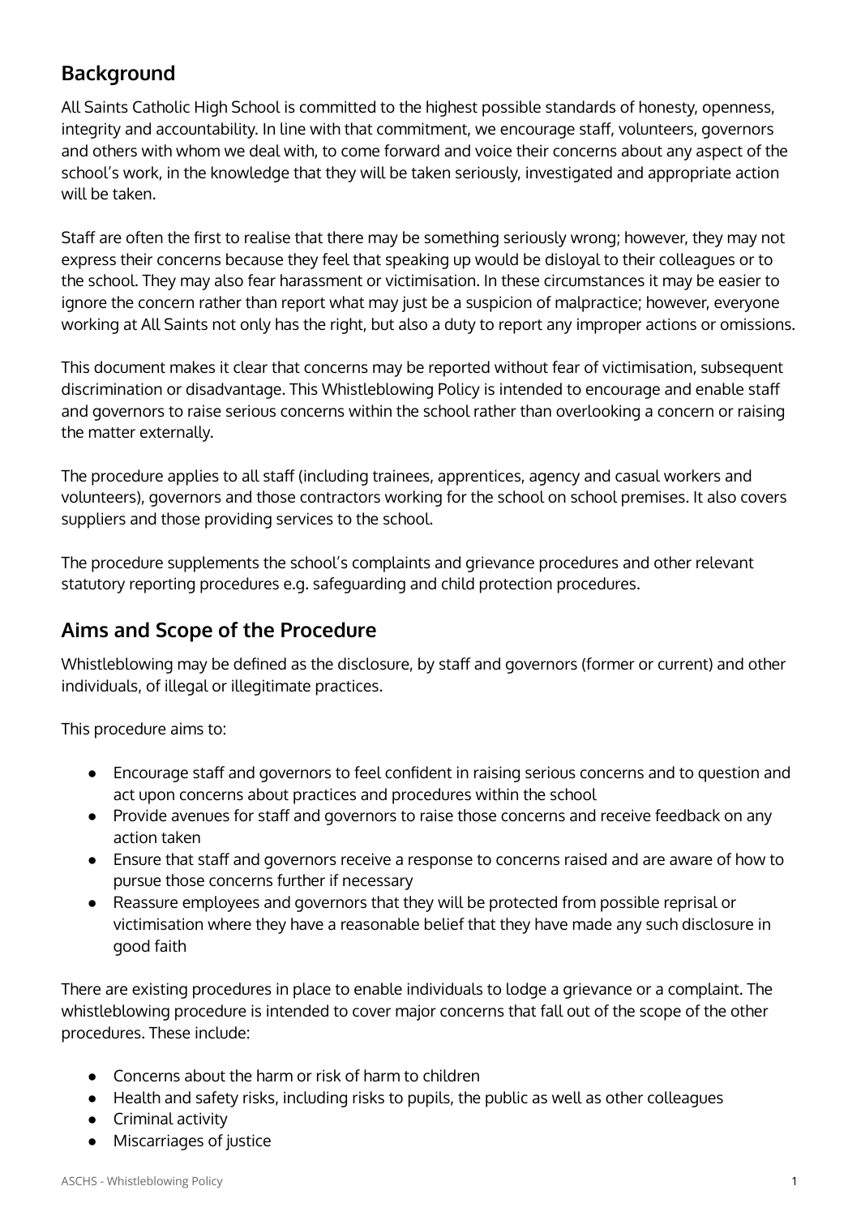## Background

All Saints Catholic High School is committed to the highest possible standards of honesty, openness, integrity and accountability. In line with that commitment, we encourage staff, volunteers, governors and others with whom we deal with, to come forward and voice their concerns about any aspect of the school's work, in the knowledge that they will be taken seriously, investigated and appropriate action will be taken.

Staff are often the first to realise that there may be something seriously wrong; however, they may not express their concerns because they feel that speaking up would be disloyal to their colleagues or to the school. They may also fear harassment or victimisation. In these circumstances it may be easier to ignore the concern rather than report what may just be a suspicion of malpractice; however, everyone working at All Saints not only has the right, but also a duty to report any improper actions or omissions.

This document makes it clear that concerns may be reported without fear of victimisation, subsequent discrimination or disadvantage. This Whistleblowing Policy is intended to encourage and enable staff and governors to raise serious concerns within the school rather than overlooking a concern or raising the matter externally.

The procedure applies to all staff (including trainees, apprentices, agency and casual workers and volunteers), governors and those contractors working for the school on school premises. It also covers suppliers and those providing services to the school.

The procedure supplements the school's complaints and grievance procedures and other relevant statutory reporting procedures e.g. safeguarding and child protection procedures.

## Aims and Scope of the Procedure

Whistleblowing may be defined as the disclosure, by staff and governors (former or current) and other individuals, of illegal or illegitimate practices.

This procedure aims to:

- Encourage staff and governors to feel confident in raising serious concerns and to question and act upon concerns about practices and procedures within the school
- Provide avenues for staff and governors to raise those concerns and receive feedback on any action taken
- Ensure that staff and governors receive a response to concerns raised and are aware of how to pursue those concerns further if necessary
- Reassure employees and governors that they will be protected from possible reprisal or victimisation where they have a reasonable belief that they have made any such disclosure in good faith

There are existing procedures in place to enable individuals to lodge a grievance or a complaint. The whistleblowing procedure is intended to cover major concerns that fall out of the scope of the other procedures. These include:

- Concerns about the harm or risk of harm to children
- Health and safety risks, including risks to pupils, the public as well as other colleagues
- Criminal activity
- Miscarriages of justice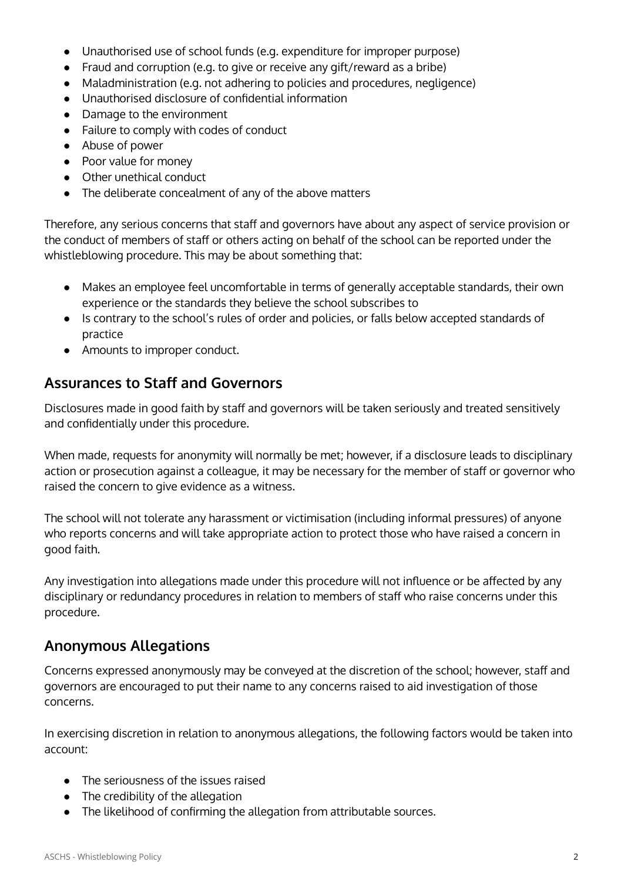- Unauthorised use of school funds (e.g. expenditure for improper purpose)
- Fraud and corruption (e.g. to give or receive any gift/reward as a bribe)
- Maladministration (e.g. not adhering to policies and procedures, negligence)
- Unauthorised disclosure of confidential information
- Damage to the environment
- Failure to comply with codes of conduct
- Abuse of power
- Poor value for money
- Other unethical conduct
- The deliberate concealment of any of the above matters

Therefore, any serious concerns that staff and governors have about any aspect of service provision or the conduct of members of staff or others acting on behalf of the school can be reported under the whistleblowing procedure. This may be about something that:

- Makes an employee feel uncomfortable in terms of generally acceptable standards, their own experience or the standards they believe the school subscribes to
- Is contrary to the school's rules of order and policies, or falls below accepted standards of practice
- Amounts to improper conduct.

## Assurances to Staff and Governors

Disclosures made in good faith by staff and governors will be taken seriously and treated sensitively and confidentially under this procedure.

When made, requests for anonymity will normally be met; however, if a disclosure leads to disciplinary action or prosecution against a colleague, it may be necessary for the member of staff or governor who raised the concern to give evidence as a witness.

The school will not tolerate any harassment or victimisation (including informal pressures) of anyone who reports concerns and will take appropriate action to protect those who have raised a concern in good faith.

Any investigation into allegations made under this procedure will not influence or be affected by any disciplinary or redundancy procedures in relation to members of staff who raise concerns under this procedure.

## Anonymous Allegations

Concerns expressed anonymously may be conveyed at the discretion of the school; however, staff and governors are encouraged to put their name to any concerns raised to aid investigation of those concerns.

In exercising discretion in relation to anonymous allegations, the following factors would be taken into account:

- The seriousness of the issues raised
- The credibility of the allegation
- The likelihood of confirming the allegation from attributable sources.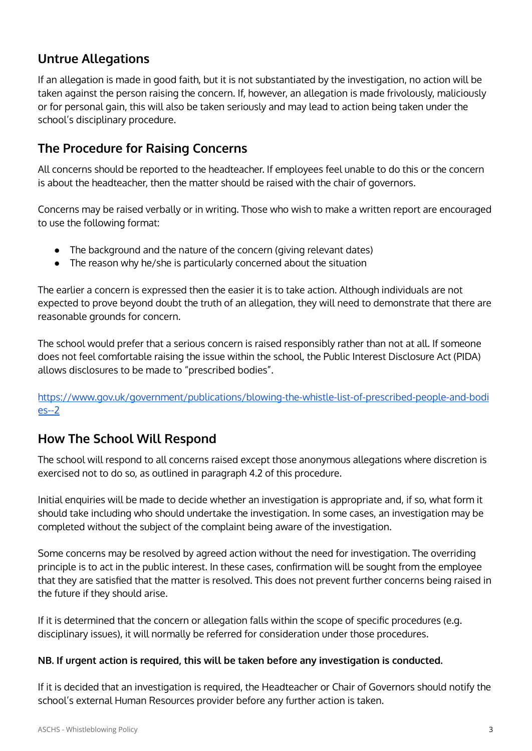## Untrue Allegations

If an allegation is made in good faith, but it is not substantiated by the investigation, no action will be taken against the person raising the concern. If, however, an allegation is made frivolously, maliciously or for personal gain, this will also be taken seriously and may lead to action being taken under the school's disciplinary procedure.

## The Procedure for Raising Concerns

All concerns should be reported to the headteacher. If employees feel unable to do this or the concern is about the headteacher, then the matter should be raised with the chair of governors.

Concerns may be raised verbally or in writing. Those who wish to make a written report are encouraged to use the following format:

- The background and the nature of the concern (giving relevant dates)
- The reason why he/she is particularly concerned about the situation

The earlier a concern is expressed then the easier it is to take action. Although individuals are not expected to prove beyond doubt the truth of an allegation, they will need to demonstrate that there are reasonable grounds for concern.

The school would prefer that a serious concern is raised responsibly rather than not at all. If someone does not feel comfortable raising the issue within the school, the Public Interest Disclosure Act (PIDA) allows disclosures to be made to "prescribed bodies".

https://www.gov.uk/government/publications/blowing-the-whistle-list-of-prescribed-people-and-bodies--2

## How The School Will Respond

The school will respond to all concerns raised except those anonymous allegations where discretion is exercised not to do so, as outlined in paragraph 4.2 of this procedure.

Initial enquiries will be made to decide whether an investigation is appropriate and, if so, what form it should take including who should undertake the investigation. In some cases, an investigation may be completed without the subject of the complaint being aware of the investigation.

Some concerns may be resolved by agreed action without the need for investigation. The overriding principle is to act in the public interest. In these cases, confirmation will be sought from the employee that they are satisfied that the matter is resolved. This does not prevent further concerns being raised in the future if they should arise.

If it is determined that the concern or allegation falls within the scope of specific procedures (e.g. disciplinary issues), it will normally be referred for consideration under those procedures.

**NB. If urgent action is required, this will be taken before any investigation is conducted.**

If it is decided that an investigation is required, the Headteacher or Chair of Governors should notify the school's external Human Resources provider before any further action is taken.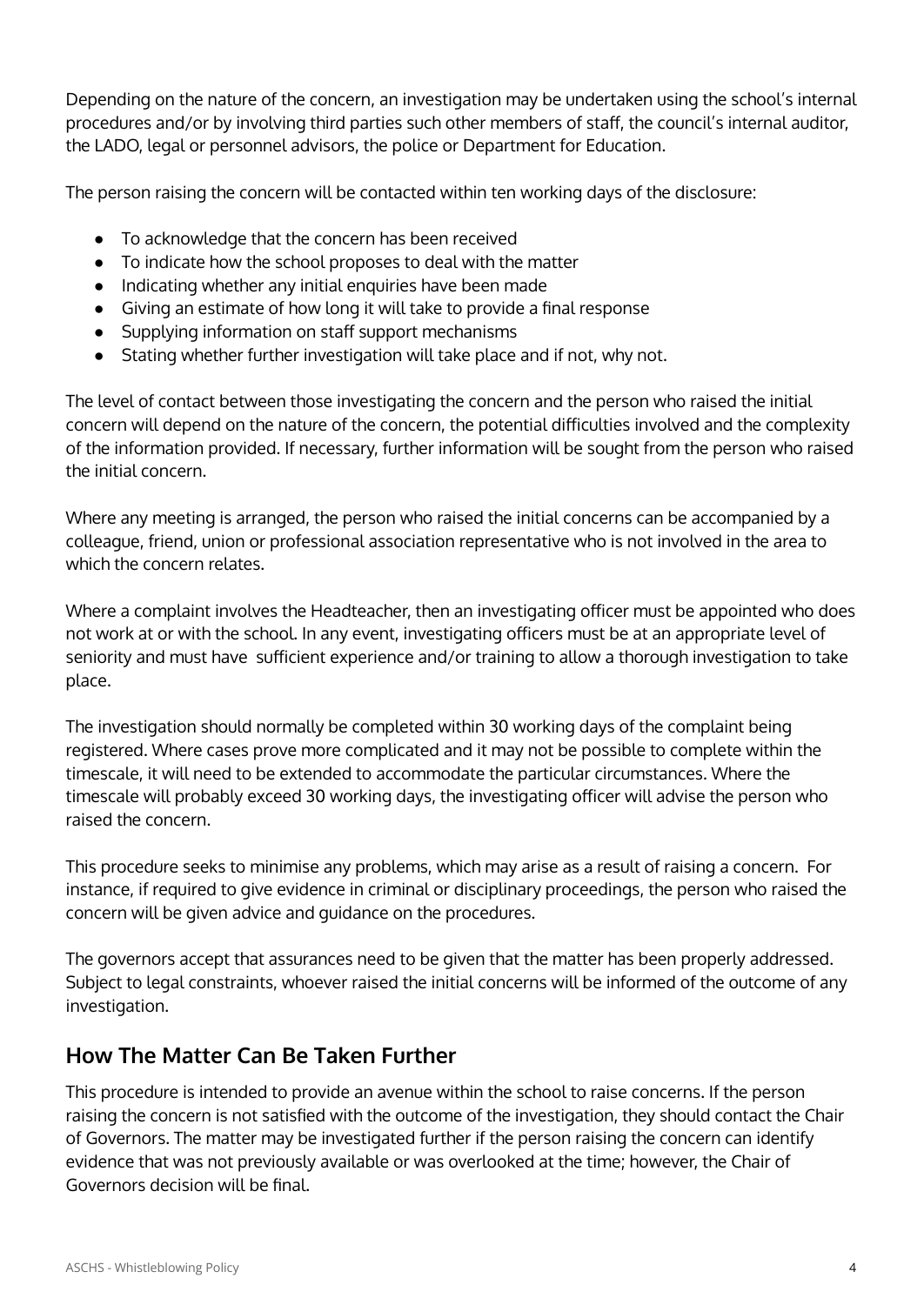Depending on the nature of the concern, an investigation may be undertaken using the school's internal procedures and/or by involving third parties such other members of staff, the council's internal auditor, the LADO, legal or personnel advisors, the police or Department for Education.

The person raising the concern will be contacted within ten working days of the disclosure:

- To acknowledge that the concern has been received
- To indicate how the school proposes to deal with the matter
- Indicating whether any initial enquiries have been made
- Giving an estimate of how long it will take to provide a final response
- Supplying information on staff support mechanisms
- Stating whether further investigation will take place and if not, why not.

The level of contact between those investigating the concern and the person who raised the initial concern will depend on the nature of the concern, the potential difficulties involved and the complexity of the information provided. If necessary, further information will be sought from the person who raised the initial concern.

Where any meeting is arranged, the person who raised the initial concerns can be accompanied by a colleague, friend, union or professional association representative who is not involved in the area to which the concern relates.

Where a complaint involves the Headteacher, then an investigating officer must be appointed who does not work at or with the school. In any event, investigating officers must be at an appropriate level of seniority and must have sufficient experience and/or training to allow a thorough investigation to take place.

The investigation should normally be completed within 30 working days of the complaint being registered. Where cases prove more complicated and it may not be possible to complete within the timescale, it will need to be extended to accommodate the particular circumstances. Where the timescale will probably exceed 30 working days, the investigating officer will advise the person who raised the concern.

This procedure seeks to minimise any problems, which may arise as a result of raising a concern. For instance, if required to give evidence in criminal or disciplinary proceedings, the person who raised the concern will be given advice and guidance on the procedures.

The governors accept that assurances need to be given that the matter has been properly addressed. Subject to legal constraints, whoever raised the initial concerns will be informed of the outcome of any investigation.

## How The Matter Can Be Taken Further

This procedure is intended to provide an avenue within the school to raise concerns. If the person raising the concern is not satisfied with the outcome of the investigation, they should contact the Chair of Governors. The matter may be investigated further if the person raising the concern can identify evidence that was not previously available or was overlooked at the time; however, the Chair of Governors decision will be final.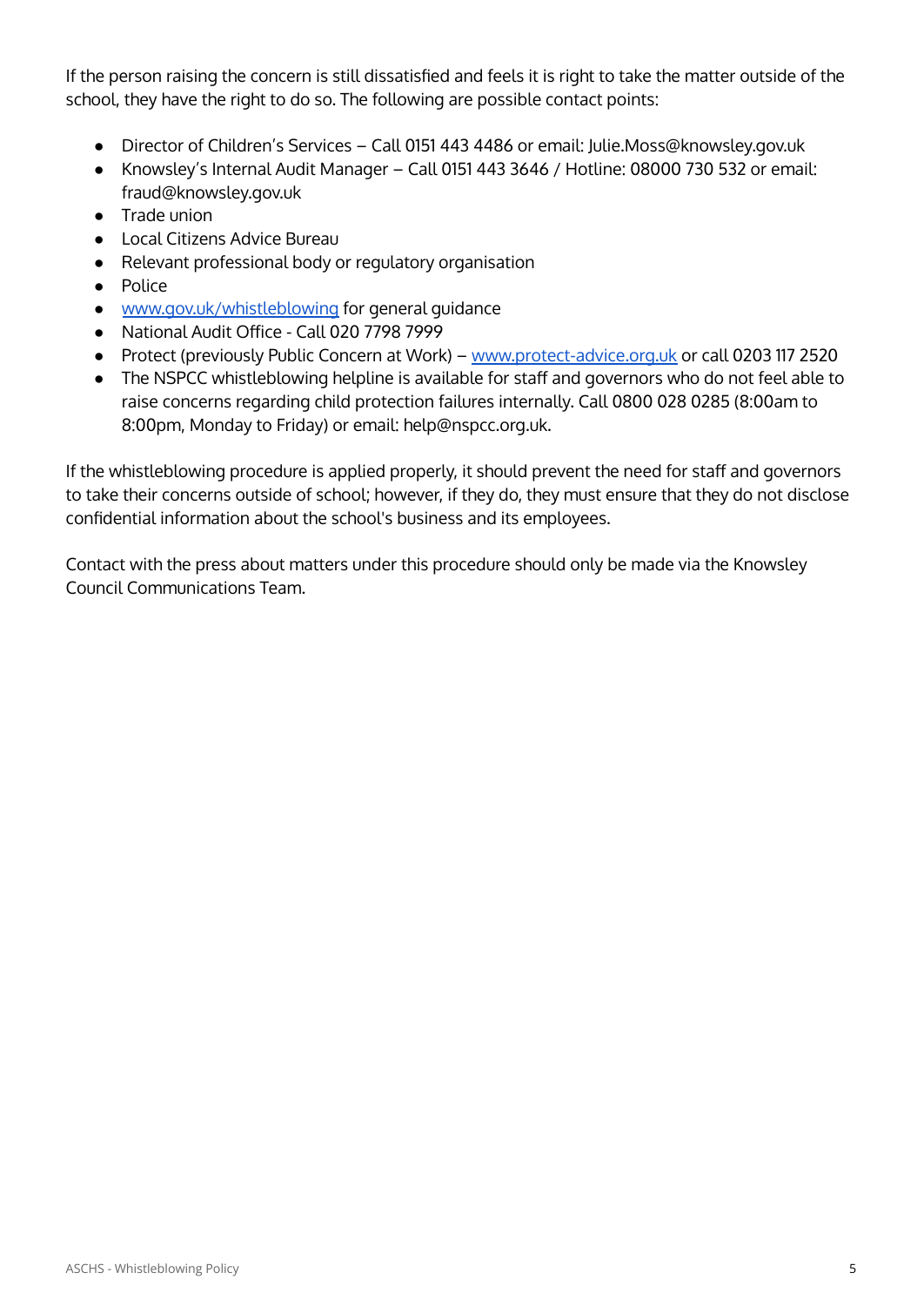If the person raising the concern is still dissatisfied and feels it is right to take the matter outside of the school, they have the right to do so. The following are possible contact points:

- Director of Children's Services – Call 0151 443 4486 or email: Julie.Moss@knowsley.gov.uk
- Knowsley's Internal Audit Manager – Call 0151 443 3646 / Hotline: 08000 730 532 or email: fraud@knowsley.gov.uk
- Trade union
- Local Citizens Advice Bureau
- Relevant professional body or regulatory organisation
- Police
- [www.gov.uk/whistleblowing](http://www.gov.uk/whistleblowing) for general guidance
- National Audit Office - Call 020 7798 7999
- Protect (previously Public Concern at Work) – [www.protect-advice.org.uk](http://www.protect-advice.org.uk) or call 0203 117 2520
- The NSPCC whistleblowing helpline is available for staff and governors who do not feel able to raise concerns regarding child protection failures internally. Call 0800 028 0285 (8:00am to 8:00pm, Monday to Friday) or email: help@nspcc.org.uk.

If the whistleblowing procedure is applied properly, it should prevent the need for staff and governors to take their concerns outside of school; however, if they do, they must ensure that they do not disclose confidential information about the school's business and its employees.

Contact with the press about matters under this procedure should only be made via the Knowsley Council Communications Team.